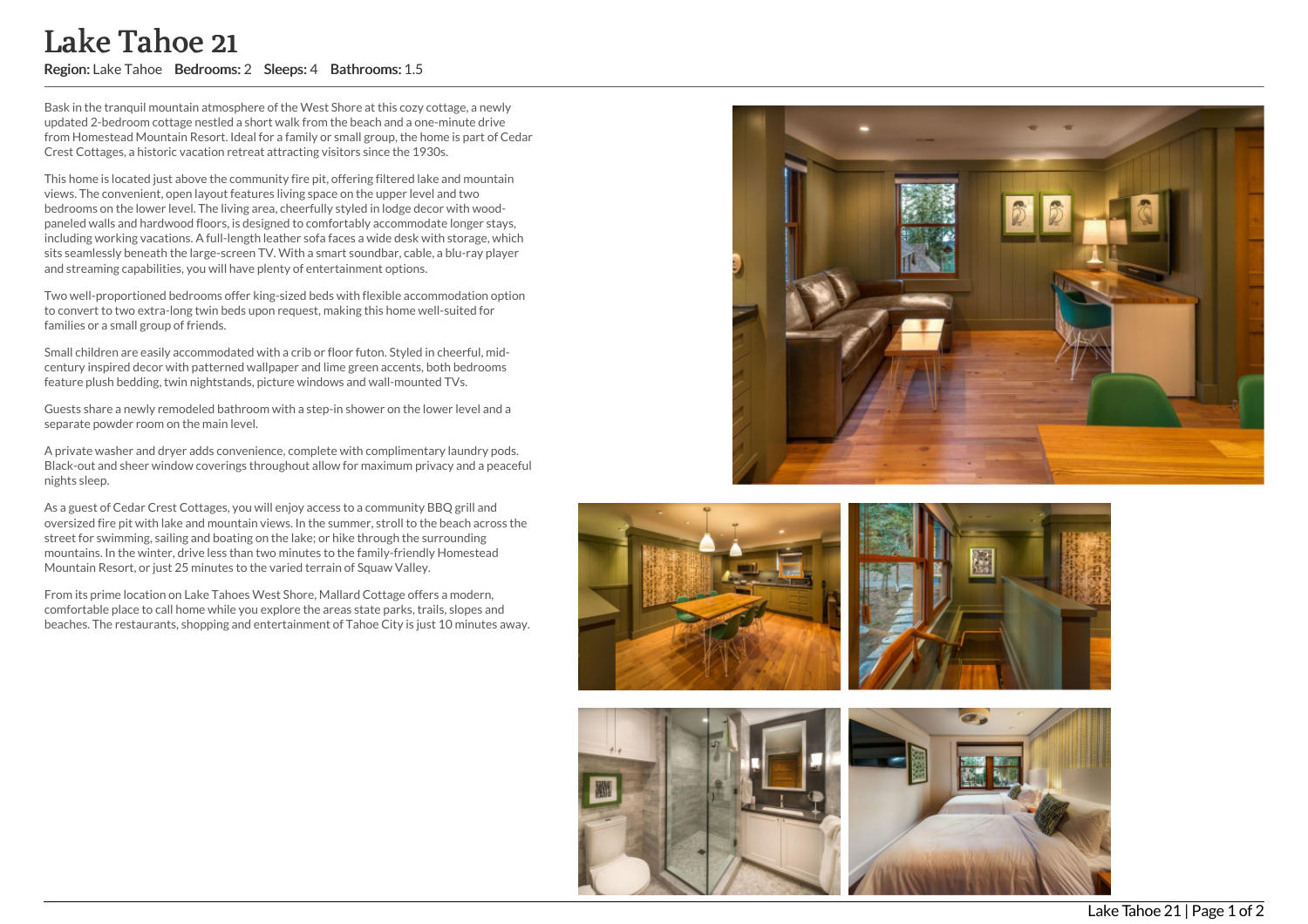# Lake Tahoe 21

**Region:** Lake Tahoe **Bedrooms:** 2 **Sleeps:** 4 **Bathrooms:** 1.5

Bask in the tranquil mountain atmosphere of the West Shore at this cozy cottage, a newly updated 2-bedroom cottage nestled a short walk from the beach and a one-minute drive from Homestead Mountain Resort. Ideal for a family or small group, the home is part of Cedar Crest Cottages, a historic vacation retreat attracting visitors since the 1930s.

This home is located just above the community fire pit, offering filtered lake and mountain views. The convenient, open layout features living space on the upper level and two bedrooms on the lower level. The living area, cheerfully styled in lodge decor with wood-paneled walls and hardwood floors, is designed to comfortably accommodate longer stays, including working vacations. A full-length leather sofa faces a wide desk with storage, which sits seamlessly beneath the large-screen TV. With a smart soundbar, cable, a blu-ray player and streaming capabilities, you will have plenty of entertainment options.

Two well-proportioned bedrooms offer king-sized beds with flexible accommodation option to convert to two extra-long twin beds upon request, making this home well-suited for families or a small group of friends.

Small children are easily accommodated with a crib or floor futon. Styled in cheerful, mid-century inspired decor with patterned wallpaper and lime green accents, both bedrooms feature plush bedding, twin nightstands, picture windows and wall-mounted TVs.

Guests share a newly remodeled bathroom with a step-in shower on the lower level and a separate powder room on the main level.

A private washer and dryer adds convenience, complete with complimentary laundry pods. Black-out and sheer window coverings throughout allow for maximum privacy and a peaceful nights sleep.

As a guest of Cedar Crest Cottages, you will enjoy access to a community BBQ grill and oversized fire pit with lake and mountain views. In the summer, stroll to the beach across the street for swimming, sailing and boating on the lake; or hike through the surrounding mountains. In the winter, drive less than two minutes to the family-friendly Homestead Mountain Resort, or just 25 minutes to the varied terrain of Squaw Valley.

From its prime location on Lake Tahoes West Shore, Mallard Cottage offers a modern, comfortable place to call home while you explore the areas state parks, trails, slopes and beaches. The restaurants, shopping and entertainment of Tahoe City is just 10 minutes away.